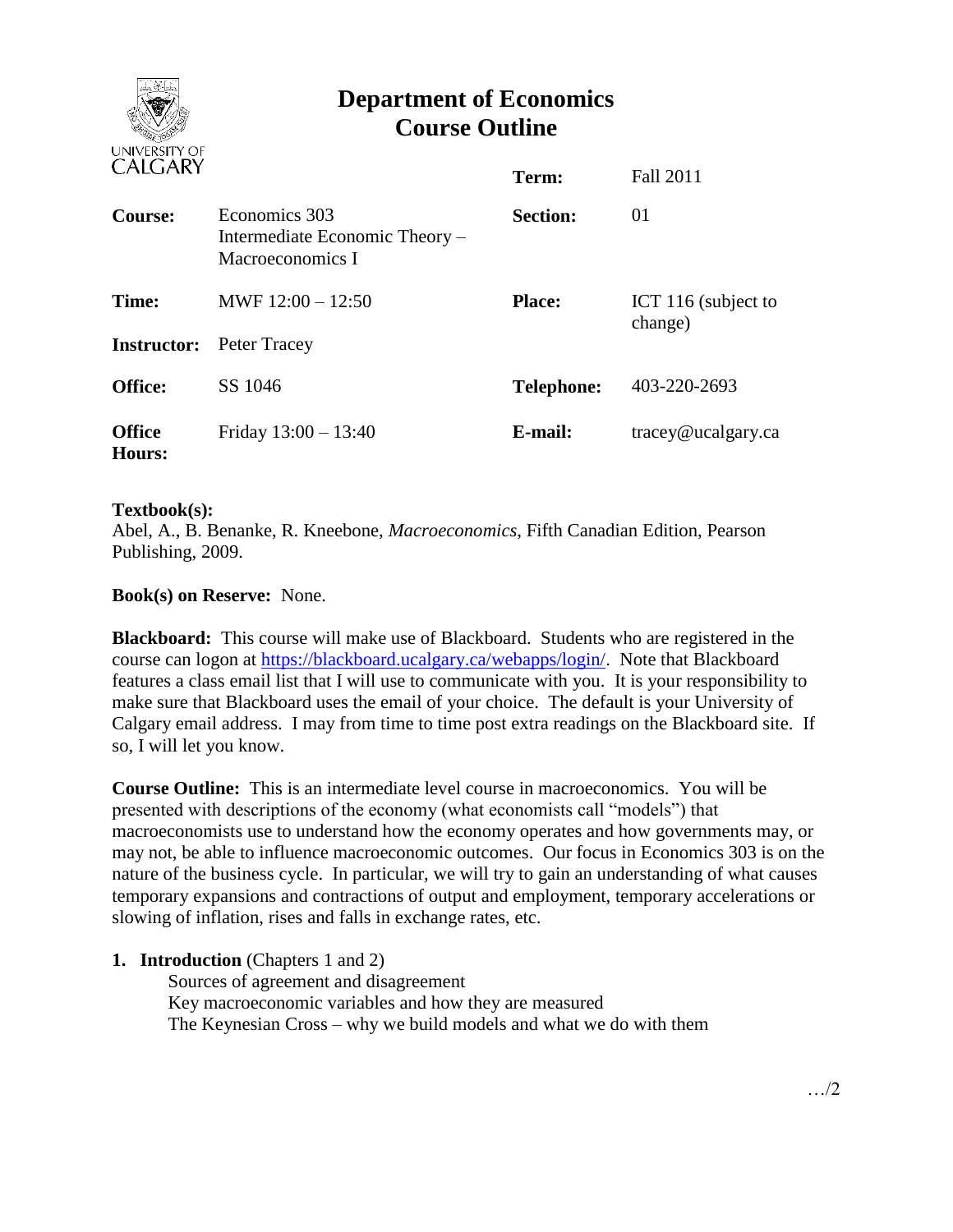# Department of Economics
# Course Outline

UNIVERSITY OF CALGARY

| | | | |
|---|---|---|---|
| | | **Term:** | Fall 2011 |
| **Course:** | Economics 303 Intermediate Economic Theory – Macroeconomics I | **Section:** | 01 |
| **Time:** | MWF 12:00 – 12:50 | **Place:** | ICT 116 (subject to change) |
| **Instructor:** | Peter Tracey | | |
| **Office:** | SS 1046 | **Telephone:** | 403-220-2693 |
| **Office Hours:** | Friday 13:00 – 13:40 | **E-mail:** | tracey@ucalgary.ca |

**Textbook(s):**
Abel, A., B. Benanke, R. Kneebone, *Macroeconomics*, Fifth Canadian Edition, Pearson Publishing, 2009.

**Book(s) on Reserve:** None.

**Blackboard:** This course will make use of Blackboard. Students who are registered in the course can logon at https://blackboard.ucalgary.ca/webapps/login/. Note that Blackboard features a class email list that I will use to communicate with you. It is your responsibility to make sure that Blackboard uses the email of your choice. The default is your University of Calgary email address. I may from time to time post extra readings on the Blackboard site. If so, I will let you know.

**Course Outline:** This is an intermediate level course in macroeconomics. You will be presented with descriptions of the economy (what economists call "models") that macroeconomists use to understand how the economy operates and how governments may, or may not, be able to influence macroeconomic outcomes. Our focus in Economics 303 is on the nature of the business cycle. In particular, we will try to gain an understanding of what causes temporary expansions and contractions of output and employment, temporary accelerations or slowing of inflation, rises and falls in exchange rates, etc.

1. **Introduction** (Chapters 1 and 2)
   - Sources of agreement and disagreement
   - Key macroeconomic variables and how they are measured
   - The Keynesian Cross – why we build models and what we do with them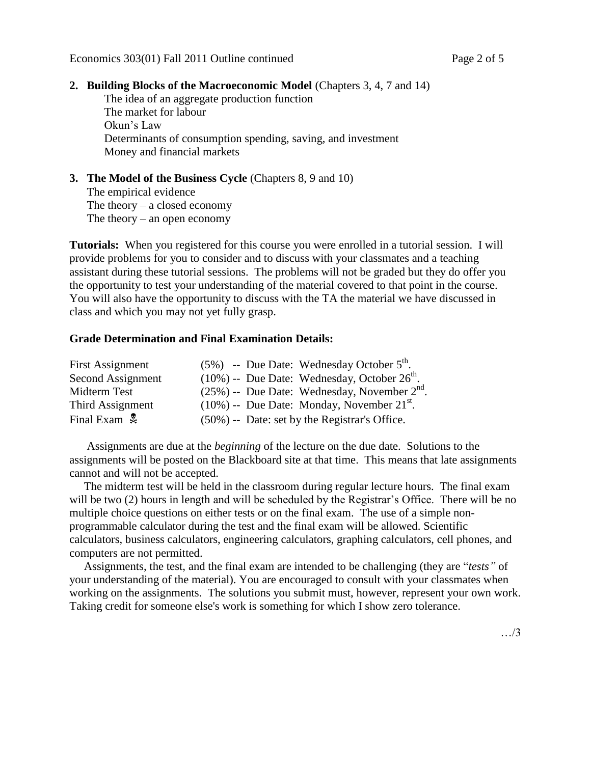2. **Building Blocks of the Macroeconomic Model** (Chapters 3, 4, 7 and 14)
   - The idea of an aggregate production function
   - The market for labour
   - Okun's Law
   - Determinants of consumption spending, saving, and investment
   - Money and financial markets

3. **The Model of the Business Cycle** (Chapters 8, 9 and 10)
   - The empirical evidence
   - The theory – a closed economy
   - The theory – an open economy

**Tutorials:** When you registered for this course you were enrolled in a tutorial session. I will provide problems for you to consider and to discuss with your classmates and a teaching assistant during these tutorial sessions. The problems will not be graded but they do offer you the opportunity to test your understanding of the material covered to that point in the course. You will also have the opportunity to discuss with the TA the material we have discussed in class and which you may not yet fully grasp.

**Grade Determination and Final Examination Details:**

| | |
|---|---|
| First Assignment | (5%) -- Due Date: Wednesday October 5th. |
| Second Assignment | (10%) -- Due Date: Wednesday, October 26th. |
| Midterm Test | (25%) -- Due Date: Wednesday, November 2nd. |
| Third Assignment | (10%) -- Due Date: Monday, November 21st. |
| Final Exam ☠ | (50%) -- Date: set by the Registrar's Office. |

Assignments are due at the *beginning* of the lecture on the due date. Solutions to the assignments will be posted on the Blackboard site at that time. This means that late assignments cannot and will not be accepted.

The midterm test will be held in the classroom during regular lecture hours. The final exam will be two (2) hours in length and will be scheduled by the Registrar's Office. There will be no multiple choice questions on either tests or on the final exam. The use of a simple non-programmable calculator during the test and the final exam will be allowed. Scientific calculators, business calculators, engineering calculators, graphing calculators, cell phones, and computers are not permitted.

Assignments, the test, and the final exam are intended to be challenging (they are "*tests"* of your understanding of the material). You are encouraged to consult with your classmates when working on the assignments. The solutions you submit must, however, represent your own work. Taking credit for someone else's work is something for which I show zero tolerance.

…/3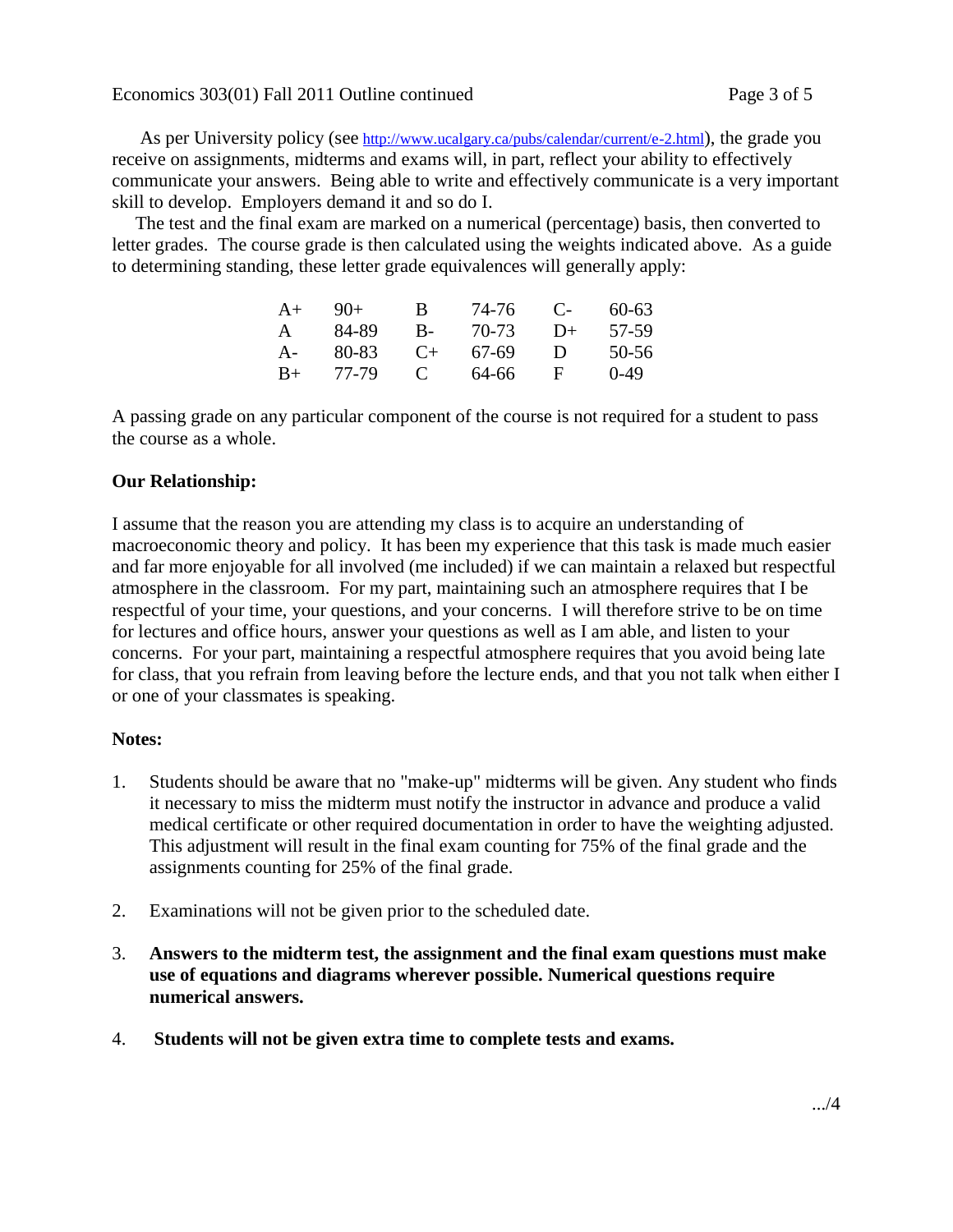As per University policy (see http://www.ucalgary.ca/pubs/calendar/current/e-2.html), the grade you receive on assignments, midterms and exams will, in part, reflect your ability to effectively communicate your answers. Being able to write and effectively communicate is a very important skill to develop. Employers demand it and so do I.

The test and the final exam are marked on a numerical (percentage) basis, then converted to letter grades. The course grade is then calculated using the weights indicated above. As a guide to determining standing, these letter grade equivalences will generally apply:

| | | | | | |
|---|---|---|---|---|---|
| A+ | 90+ | B | 74-76 | C- | 60-63 |
| A | 84-89 | B- | 70-73 | D+ | 57-59 |
| A- | 80-83 | C+ | 67-69 | D | 50-56 |
| B+ | 77-79 | C | 64-66 | F | 0-49 |

A passing grade on any particular component of the course is not required for a student to pass the course as a whole.

**Our Relationship:**

I assume that the reason you are attending my class is to acquire an understanding of macroeconomic theory and policy. It has been my experience that this task is made much easier and far more enjoyable for all involved (me included) if we can maintain a relaxed but respectful atmosphere in the classroom. For my part, maintaining such an atmosphere requires that I be respectful of your time, your questions, and your concerns. I will therefore strive to be on time for lectures and office hours, answer your questions as well as I am able, and listen to your concerns. For your part, maintaining a respectful atmosphere requires that you avoid being late for class, that you refrain from leaving before the lecture ends, and that you not talk when either I or one of your classmates is speaking.

**Notes:**

1. Students should be aware that no "make-up" midterms will be given. Any student who finds it necessary to miss the midterm must notify the instructor in advance and produce a valid medical certificate or other required documentation in order to have the weighting adjusted. This adjustment will result in the final exam counting for 75% of the final grade and the assignments counting for 25% of the final grade.

2. Examinations will not be given prior to the scheduled date.

3. **Answers to the midterm test, the assignment and the final exam questions must make use of equations and diagrams wherever possible. Numerical questions require numerical answers.**

4. **Students will not be given extra time to complete tests and exams.**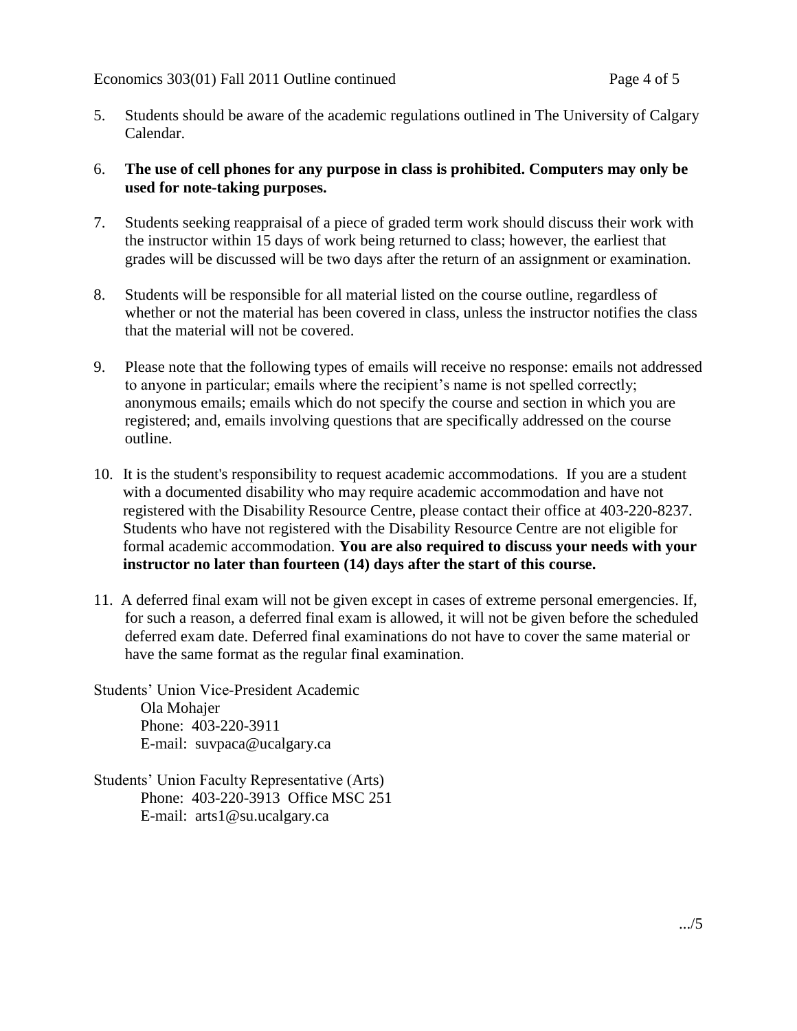5. Students should be aware of the academic regulations outlined in The University of Calgary Calendar.

6. **The use of cell phones for any purpose in class is prohibited. Computers may only be used for note-taking purposes.**

7. Students seeking reappraisal of a piece of graded term work should discuss their work with the instructor within 15 days of work being returned to class; however, the earliest that grades will be discussed will be two days after the return of an assignment or examination.

8. Students will be responsible for all material listed on the course outline, regardless of whether or not the material has been covered in class, unless the instructor notifies the class that the material will not be covered.

9. Please note that the following types of emails will receive no response: emails not addressed to anyone in particular; emails where the recipient's name is not spelled correctly; anonymous emails; emails which do not specify the course and section in which you are registered; and, emails involving questions that are specifically addressed on the course outline.

10. It is the student's responsibility to request academic accommodations. If you are a student with a documented disability who may require academic accommodation and have not registered with the Disability Resource Centre, please contact their office at 403-220-8237. Students who have not registered with the Disability Resource Centre are not eligible for formal academic accommodation. **You are also required to discuss your needs with your instructor no later than fourteen (14) days after the start of this course.**

11. A deferred final exam will not be given except in cases of extreme personal emergencies. If, for such a reason, a deferred final exam is allowed, it will not be given before the scheduled deferred exam date. Deferred final examinations do not have to cover the same material or have the same format as the regular final examination.

Students' Union Vice-President Academic
Ola Mohajer
Phone: 403-220-3911
E-mail: suvpaca@ucalgary.ca

Students' Union Faculty Representative (Arts)
Phone: 403-220-3913 Office MSC 251
E-mail: arts1@su.ucalgary.ca

.../5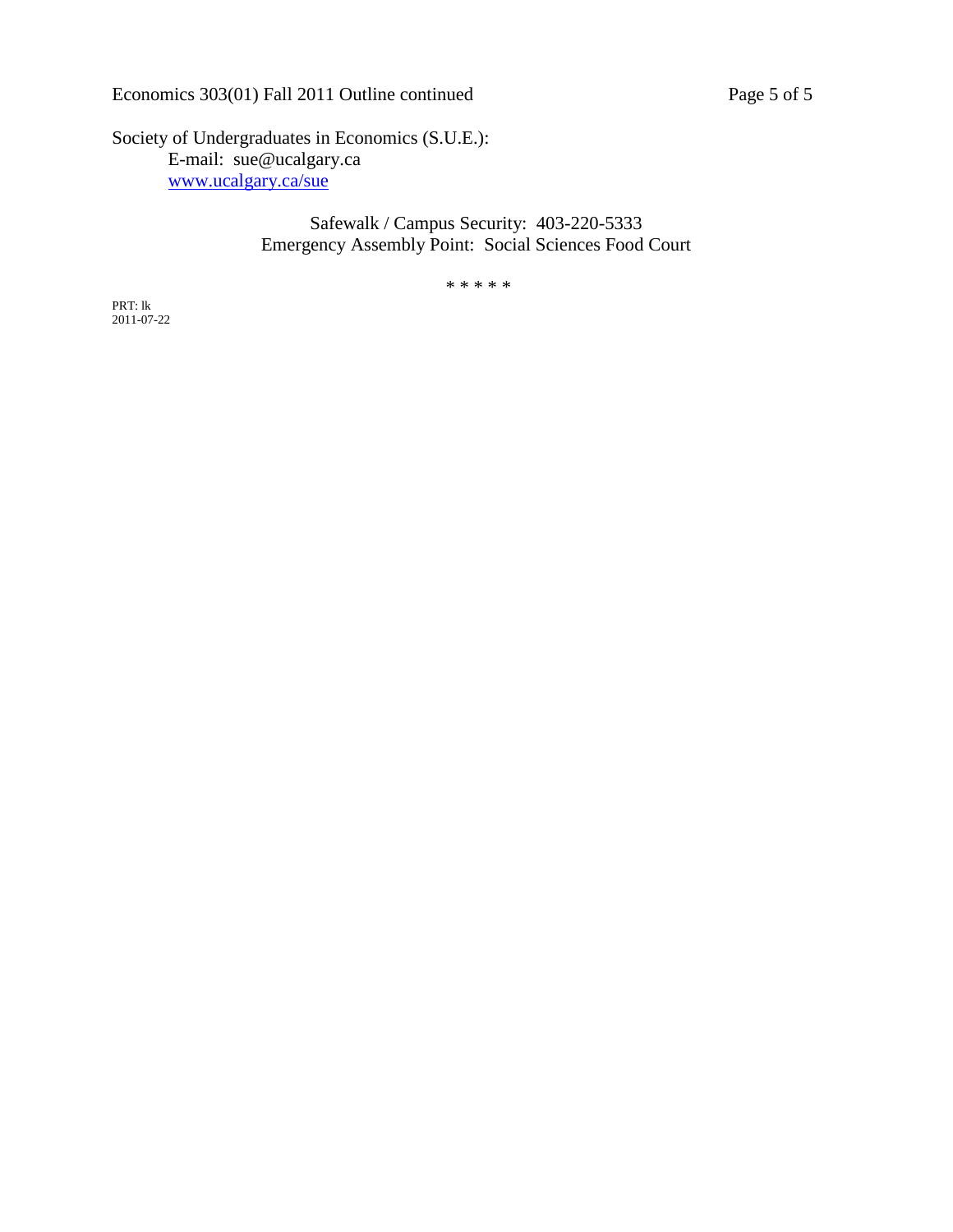Society of Undergraduates in Economics (S.U.E.):

E-mail: sue@ucalgary.ca

[www.ucalgary.ca/sue](http://www.ucalgary.ca/sue)

Safewalk / Campus Security: 403-220-5333

Emergency Assembly Point: Social Sciences Food Court

\* \* \* \* \*

PRT: lk

2011-07-22